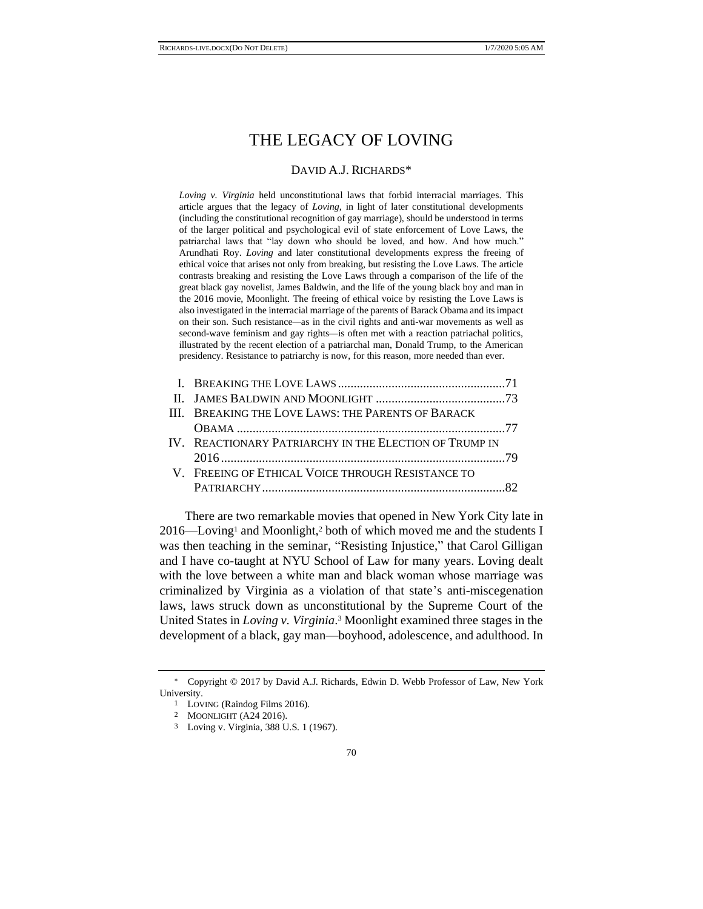# THE LEGACY OF LOVING

DAVID A.J. RICHARDS*

*Loving v. Virginia* held unconstitutional laws that forbid interracial marriages. This article argues that the legacy of *Loving*, in light of later constitutional developments (including the constitutional recognition of gay marriage), should be understood in terms of the larger political and psychological evil of state enforcement of Love Laws, the patriarchal laws that "lay down who should be loved, and how. And how much." Arundhati Roy. *Loving* and later constitutional developments express the freeing of ethical voice that arises not only from breaking, but resisting the Love Laws. The article contrasts breaking and resisting the Love Laws through a comparison of the life of the great black gay novelist, James Baldwin, and the life of the young black boy and man in the 2016 movie, Moonlight. The freeing of ethical voice by resisting the Love Laws is also investigated in the interracial marriage of the parents of Barack Obama and its impact on their son. Such resistance—as in the civil rights and anti-war movements as well as second-wave feminism and gay rights—is often met with a reaction patriachal politics, illustrated by the recent election of a patriarchal man, Donald Trump, to the American presidency. Resistance to patriarchy is now, for this reason, more needed than ever.

I. BREAKING THE LOVE LAWS .....71
II. JAMES BALDWIN AND MOONLIGHT .....73
III. BREAKING THE LOVE LAWS: THE PARENTS OF BARACK OBAMA .....77
IV. REACTIONARY PATRIARCHY IN THE ELECTION OF TRUMP IN 2016 .....79
V. FREEING OF ETHICAL VOICE THROUGH RESISTANCE TO PATRIARCHY .....82

There are two remarkable movies that opened in New York City late in 2016—Loving[1] and Moonlight,[2] both of which moved me and the students I was then teaching in the seminar, "Resisting Injustice," that Carol Gilligan and I have co-taught at NYU School of Law for many years. Loving dealt with the love between a white man and black woman whose marriage was criminalized by Virginia as a violation of that state's anti-miscegenation laws, laws struck down as unconstitutional by the Supreme Court of the United States in *Loving v. Virginia*.[3] Moonlight examined three stages in the development of a black, gay man—boyhood, adolescence, and adulthood. In

---

* Copyright © 2017 by David A.J. Richards, Edwin D. Webb Professor of Law, New York University.

1 LOVING (Raindog Films 2016).

2 MOONLIGHT (A24 2016).

3 Loving v. Virginia, 388 U.S. 1 (1967).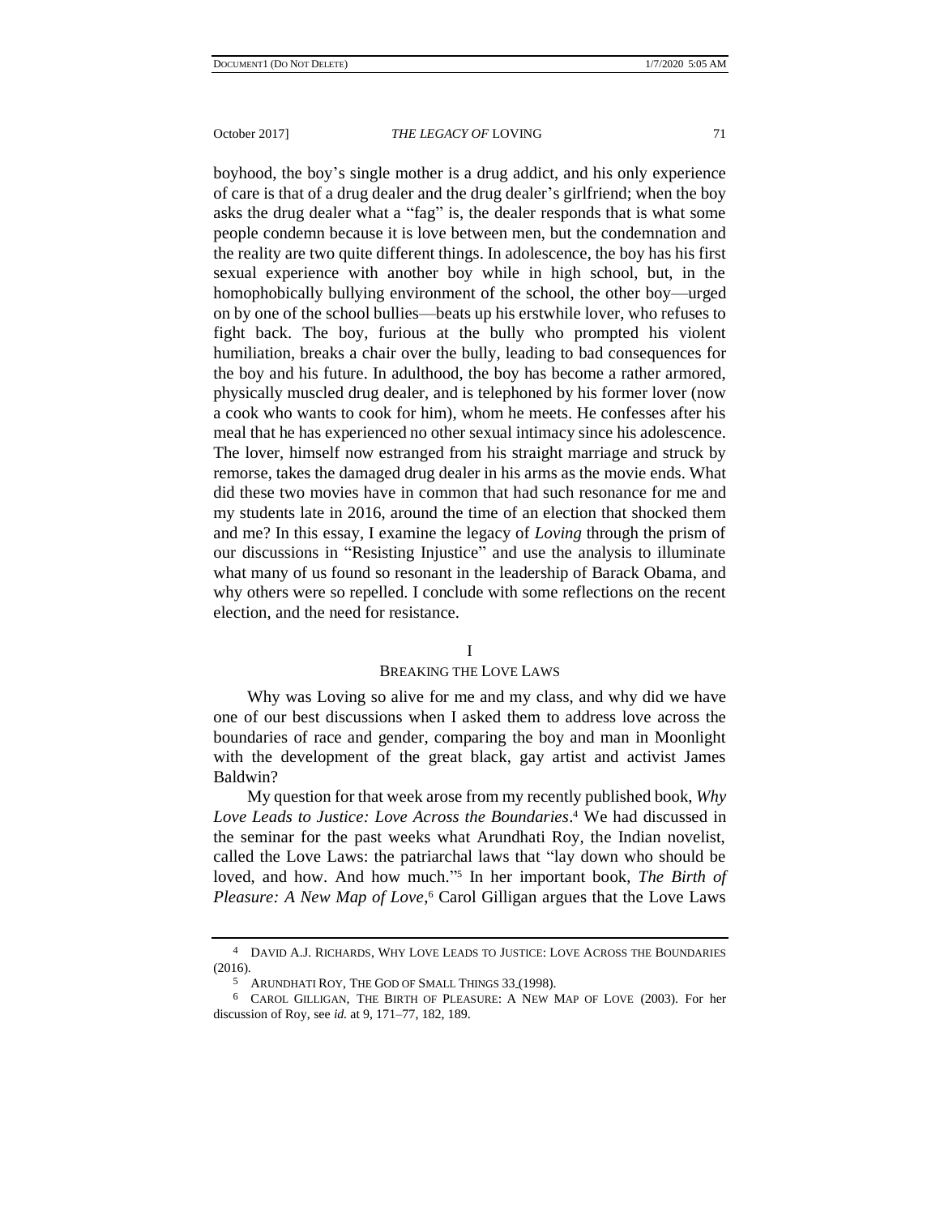boyhood, the boy's single mother is a drug addict, and his only experience of care is that of a drug dealer and the drug dealer's girlfriend; when the boy asks the drug dealer what a "fag" is, the dealer responds that is what some people condemn because it is love between men, but the condemnation and the reality are two quite different things. In adolescence, the boy has his first sexual experience with another boy while in high school, but, in the homophobically bullying environment of the school, the other boy—urged on by one of the school bullies—beats up his erstwhile lover, who refuses to fight back. The boy, furious at the bully who prompted his violent humiliation, breaks a chair over the bully, leading to bad consequences for the boy and his future. In adulthood, the boy has become a rather armored, physically muscled drug dealer, and is telephoned by his former lover (now a cook who wants to cook for him), whom he meets. He confesses after his meal that he has experienced no other sexual intimacy since his adolescence. The lover, himself now estranged from his straight marriage and struck by remorse, takes the damaged drug dealer in his arms as the movie ends. What did these two movies have in common that had such resonance for me and my students late in 2016, around the time of an election that shocked them and me? In this essay, I examine the legacy of *Loving* through the prism of our discussions in "Resisting Injustice" and use the analysis to illuminate what many of us found so resonant in the leadership of Barack Obama, and why others were so repelled. I conclude with some reflections on the recent election, and the need for resistance.

## I
## BREAKING THE LOVE LAWS

Why was Loving so alive for me and my class, and why did we have one of our best discussions when I asked them to address love across the boundaries of race and gender, comparing the boy and man in Moonlight with the development of the great black, gay artist and activist James Baldwin?

My question for that week arose from my recently published book, *Why Love Leads to Justice: Love Across the Boundaries*.[4] We had discussed in the seminar for the past weeks what Arundhati Roy, the Indian novelist, called the Love Laws: the patriarchal laws that "lay down who should be loved, and how. And how much."[5] In her important book, *The Birth of Pleasure: A New Map of Love*,[6] Carol Gilligan argues that the Love Laws

---

[4] DAVID A.J. RICHARDS, WHY LOVE LEADS TO JUSTICE: LOVE ACROSS THE BOUNDARIES (2016).

[5] ARUNDHATI ROY, THE GOD OF SMALL THINGS 33 (1998).

[6] CAROL GILLIGAN, THE BIRTH OF PLEASURE: A NEW MAP OF LOVE (2003). For her discussion of Roy, see *id.* at 9, 171–77, 182, 189.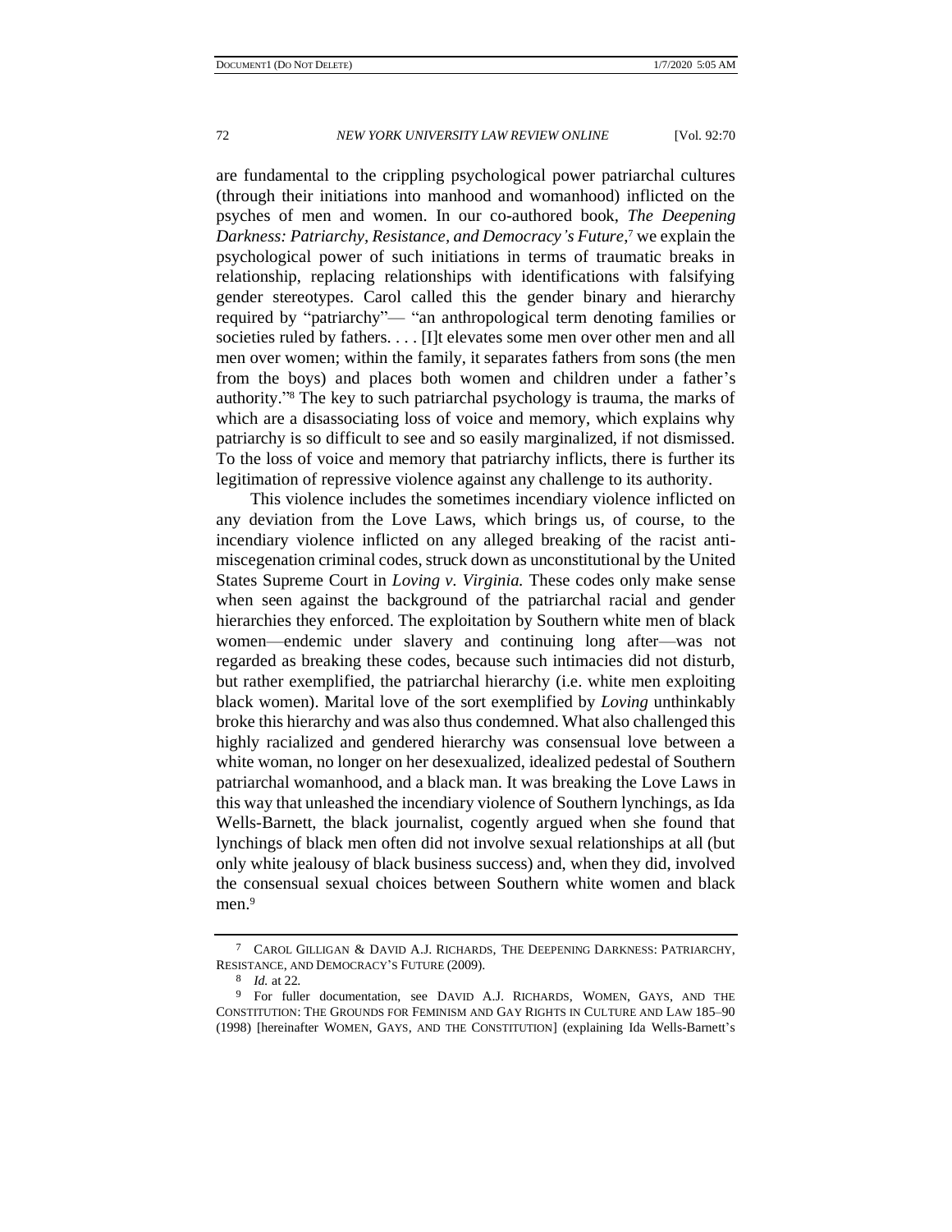are fundamental to the crippling psychological power patriarchal cultures (through their initiations into manhood and womanhood) inflicted on the psyches of men and women. In our co-authored book, *The Deepening Darkness: Patriarchy, Resistance, and Democracy's Future*,[7] we explain the psychological power of such initiations in terms of traumatic breaks in relationship, replacing relationships with identifications with falsifying gender stereotypes. Carol called this the gender binary and hierarchy required by "patriarchy"— "an anthropological term denoting families or societies ruled by fathers. . . . [I]t elevates some men over other men and all men over women; within the family, it separates fathers from sons (the men from the boys) and places both women and children under a father's authority."[8] The key to such patriarchal psychology is trauma, the marks of which are a disassociating loss of voice and memory, which explains why patriarchy is so difficult to see and so easily marginalized, if not dismissed. To the loss of voice and memory that patriarchy inflicts, there is further its legitimation of repressive violence against any challenge to its authority.

This violence includes the sometimes incendiary violence inflicted on any deviation from the Love Laws, which brings us, of course, to the incendiary violence inflicted on any alleged breaking of the racist anti-miscegenation criminal codes, struck down as unconstitutional by the United States Supreme Court in *Loving v. Virginia.* These codes only make sense when seen against the background of the patriarchal racial and gender hierarchies they enforced. The exploitation by Southern white men of black women—endemic under slavery and continuing long after—was not regarded as breaking these codes, because such intimacies did not disturb, but rather exemplified, the patriarchal hierarchy (i.e. white men exploiting black women). Marital love of the sort exemplified by *Loving* unthinkably broke this hierarchy and was also thus condemned. What also challenged this highly racialized and gendered hierarchy was consensual love between a white woman, no longer on her desexualized, idealized pedestal of Southern patriarchal womanhood, and a black man. It was breaking the Love Laws in this way that unleashed the incendiary violence of Southern lynchings, as Ida Wells-Barnett, the black journalist, cogently argued when she found that lynchings of black men often did not involve sexual relationships at all (but only white jealousy of black business success) and, when they did, involved the consensual sexual choices between Southern white women and black men.[9]

---

[7] CAROL GILLIGAN & DAVID A.J. RICHARDS, THE DEEPENING DARKNESS: PATRIARCHY, RESISTANCE, AND DEMOCRACY'S FUTURE (2009).

[8] *Id.* at 22.

[9] For fuller documentation, see DAVID A.J. RICHARDS, WOMEN, GAYS, AND THE CONSTITUTION: THE GROUNDS FOR FEMINISM AND GAY RIGHTS IN CULTURE AND LAW 185–90 (1998) [hereinafter WOMEN, GAYS, AND THE CONSTITUTION] (explaining Ida Wells-Barnett's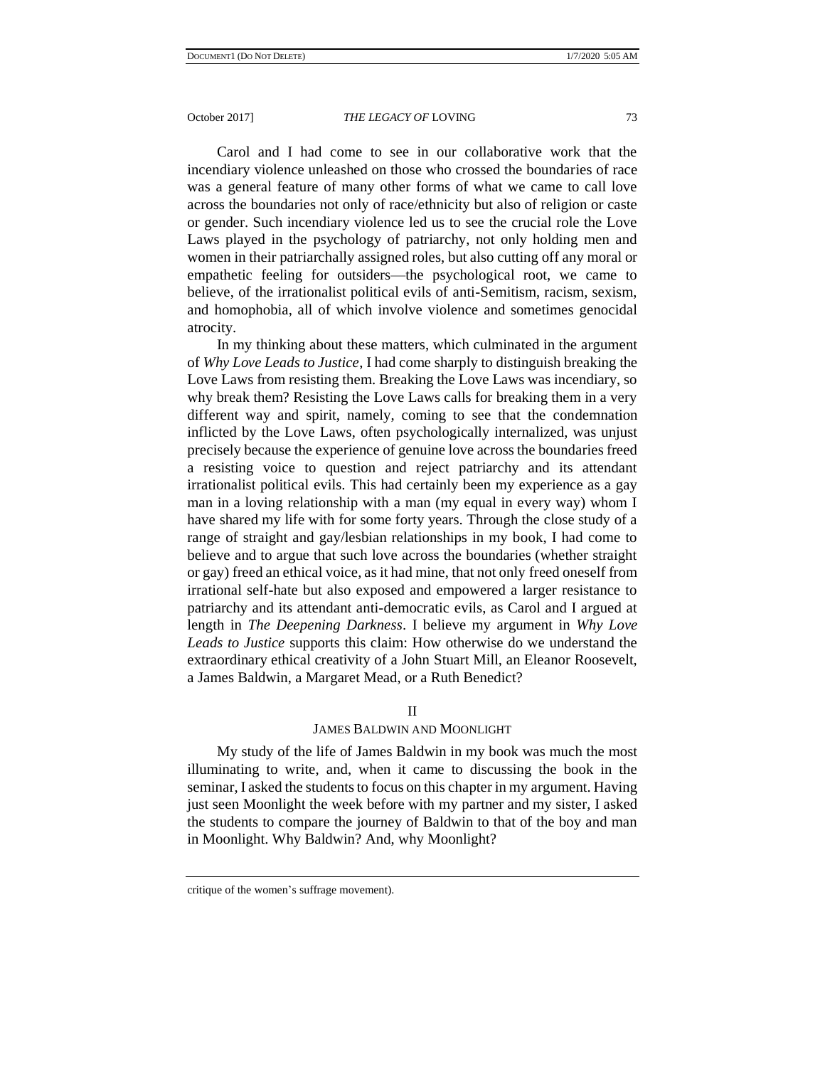Carol and I had come to see in our collaborative work that the incendiary violence unleashed on those who crossed the boundaries of race was a general feature of many other forms of what we came to call love across the boundaries not only of race/ethnicity but also of religion or caste or gender. Such incendiary violence led us to see the crucial role the Love Laws played in the psychology of patriarchy, not only holding men and women in their patriarchally assigned roles, but also cutting off any moral or empathetic feeling for outsiders—the psychological root, we came to believe, of the irrationalist political evils of anti-Semitism, racism, sexism, and homophobia, all of which involve violence and sometimes genocidal atrocity.

In my thinking about these matters, which culminated in the argument of *Why Love Leads to Justice*, I had come sharply to distinguish breaking the Love Laws from resisting them. Breaking the Love Laws was incendiary, so why break them? Resisting the Love Laws calls for breaking them in a very different way and spirit, namely, coming to see that the condemnation inflicted by the Love Laws, often psychologically internalized, was unjust precisely because the experience of genuine love across the boundaries freed a resisting voice to question and reject patriarchy and its attendant irrationalist political evils. This had certainly been my experience as a gay man in a loving relationship with a man (my equal in every way) whom I have shared my life with for some forty years. Through the close study of a range of straight and gay/lesbian relationships in my book, I had come to believe and to argue that such love across the boundaries (whether straight or gay) freed an ethical voice, as it had mine, that not only freed oneself from irrational self-hate but also exposed and empowered a larger resistance to patriarchy and its attendant anti-democratic evils, as Carol and I argued at length in *The Deepening Darkness*. I believe my argument in *Why Love Leads to Justice* supports this claim: How otherwise do we understand the extraordinary ethical creativity of a John Stuart Mill, an Eleanor Roosevelt, a James Baldwin, a Margaret Mead, or a Ruth Benedict?

## II
## JAMES BALDWIN AND MOONLIGHT

My study of the life of James Baldwin in my book was much the most illuminating to write, and, when it came to discussing the book in the seminar, I asked the students to focus on this chapter in my argument. Having just seen Moonlight the week before with my partner and my sister, I asked the students to compare the journey of Baldwin to that of the boy and man in Moonlight. Why Baldwin? And, why Moonlight?

critique of the women's suffrage movement).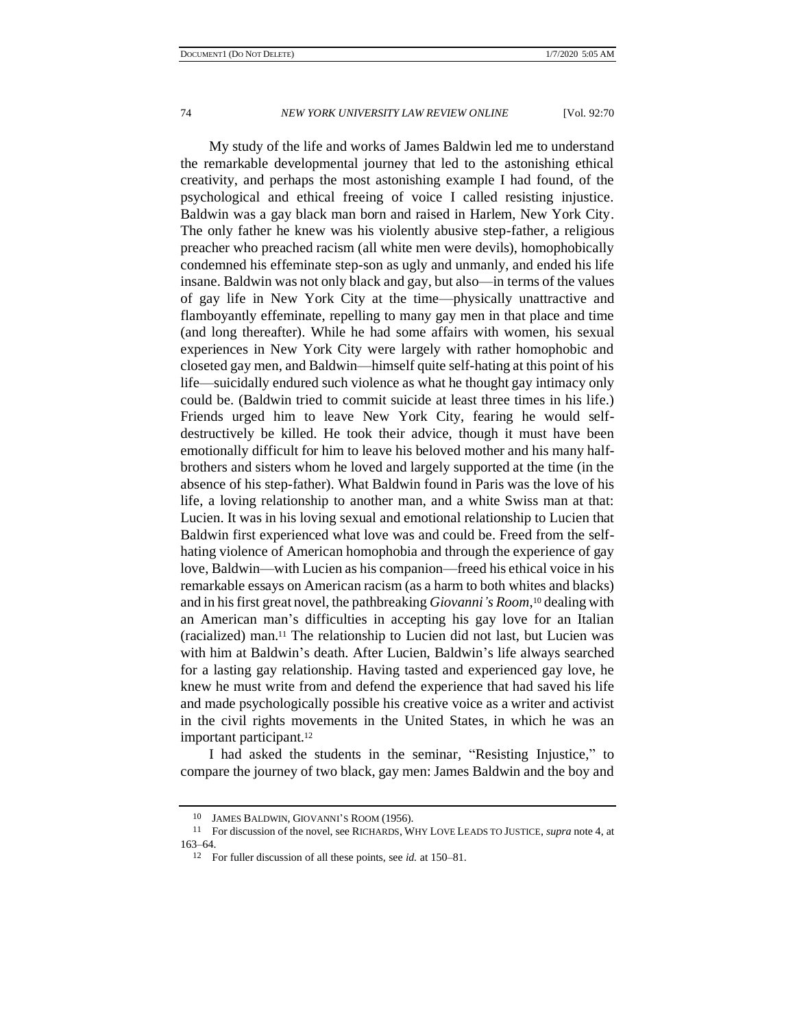My study of the life and works of James Baldwin led me to understand the remarkable developmental journey that led to the astonishing ethical creativity, and perhaps the most astonishing example I had found, of the psychological and ethical freeing of voice I called resisting injustice. Baldwin was a gay black man born and raised in Harlem, New York City. The only father he knew was his violently abusive step-father, a religious preacher who preached racism (all white men were devils), homophobically condemned his effeminate step-son as ugly and unmanly, and ended his life insane. Baldwin was not only black and gay, but also—in terms of the values of gay life in New York City at the time—physically unattractive and flamboyantly effeminate, repelling to many gay men in that place and time (and long thereafter). While he had some affairs with women, his sexual experiences in New York City were largely with rather homophobic and closeted gay men, and Baldwin—himself quite self-hating at this point of his life—suicidally endured such violence as what he thought gay intimacy only could be. (Baldwin tried to commit suicide at least three times in his life.) Friends urged him to leave New York City, fearing he would self-destructively be killed. He took their advice, though it must have been emotionally difficult for him to leave his beloved mother and his many half-brothers and sisters whom he loved and largely supported at the time (in the absence of his step-father). What Baldwin found in Paris was the love of his life, a loving relationship to another man, and a white Swiss man at that: Lucien. It was in his loving sexual and emotional relationship to Lucien that Baldwin first experienced what love was and could be. Freed from the self-hating violence of American homophobia and through the experience of gay love, Baldwin—with Lucien as his companion—freed his ethical voice in his remarkable essays on American racism (as a harm to both whites and blacks) and in his first great novel, the pathbreaking *Giovanni's Room*,[10] dealing with an American man's difficulties in accepting his gay love for an Italian (racialized) man.[11] The relationship to Lucien did not last, but Lucien was with him at Baldwin's death. After Lucien, Baldwin's life always searched for a lasting gay relationship. Having tasted and experienced gay love, he knew he must write from and defend the experience that had saved his life and made psychologically possible his creative voice as a writer and activist in the civil rights movements in the United States, in which he was an important participant.[12]

I had asked the students in the seminar, "Resisting Injustice," to compare the journey of two black, gay men: James Baldwin and the boy and

---

[10] JAMES BALDWIN, GIOVANNI'S ROOM (1956).

[11] For discussion of the novel, see RICHARDS, WHY LOVE LEADS TO JUSTICE, *supra* note 4, at 163–64.

[12] For fuller discussion of all these points, see *id.* at 150–81.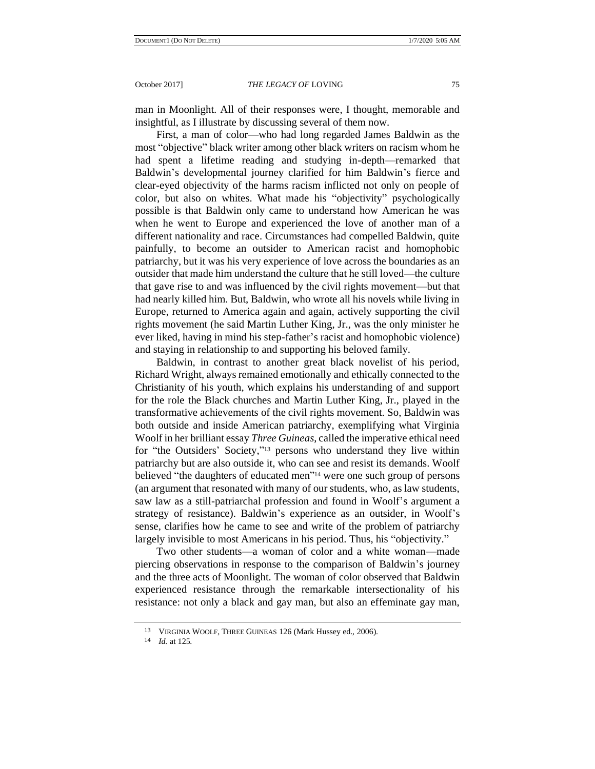man in Moonlight. All of their responses were, I thought, memorable and insightful, as I illustrate by discussing several of them now.

First, a man of color—who had long regarded James Baldwin as the most "objective" black writer among other black writers on racism whom he had spent a lifetime reading and studying in-depth—remarked that Baldwin's developmental journey clarified for him Baldwin's fierce and clear-eyed objectivity of the harms racism inflicted not only on people of color, but also on whites. What made his "objectivity" psychologically possible is that Baldwin only came to understand how American he was when he went to Europe and experienced the love of another man of a different nationality and race. Circumstances had compelled Baldwin, quite painfully, to become an outsider to American racist and homophobic patriarchy, but it was his very experience of love across the boundaries as an outsider that made him understand the culture that he still loved—the culture that gave rise to and was influenced by the civil rights movement—but that had nearly killed him. But, Baldwin, who wrote all his novels while living in Europe, returned to America again and again, actively supporting the civil rights movement (he said Martin Luther King, Jr., was the only minister he ever liked, having in mind his step-father's racist and homophobic violence) and staying in relationship to and supporting his beloved family.

Baldwin, in contrast to another great black novelist of his period, Richard Wright, always remained emotionally and ethically connected to the Christianity of his youth, which explains his understanding of and support for the role the Black churches and Martin Luther King, Jr., played in the transformative achievements of the civil rights movement. So, Baldwin was both outside and inside American patriarchy, exemplifying what Virginia Woolf in her brilliant essay *Three Guineas*, called the imperative ethical need for "the Outsiders' Society,"[13] persons who understand they live within patriarchy but are also outside it, who can see and resist its demands. Woolf believed "the daughters of educated men"[14] were one such group of persons (an argument that resonated with many of our students, who, as law students, saw law as a still-patriarchal profession and found in Woolf's argument a strategy of resistance). Baldwin's experience as an outsider, in Woolf's sense, clarifies how he came to see and write of the problem of patriarchy largely invisible to most Americans in his period. Thus, his "objectivity."

Two other students—a woman of color and a white woman—made piercing observations in response to the comparison of Baldwin's journey and the three acts of Moonlight. The woman of color observed that Baldwin experienced resistance through the remarkable intersectionality of his resistance: not only a black and gay man, but also an effeminate gay man,

---

13 VIRGINIA WOOLF, THREE GUINEAS 126 (Mark Hussey ed., 2006).

14 *Id.* at 125.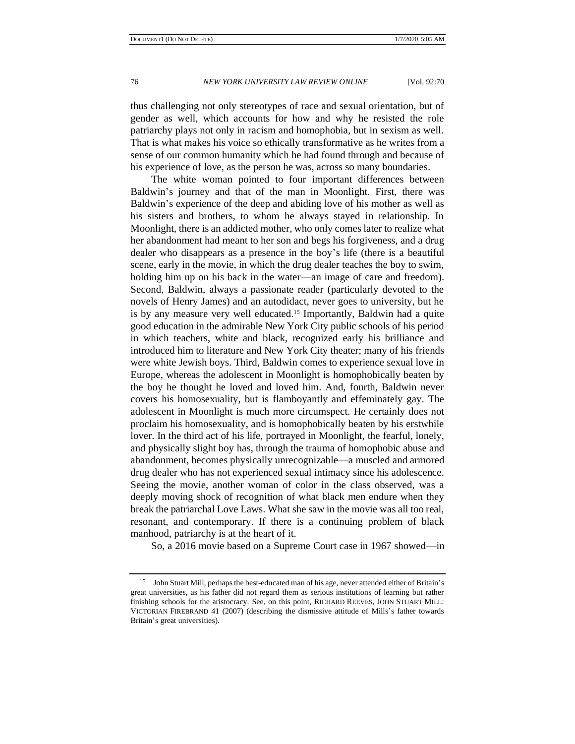thus challenging not only stereotypes of race and sexual orientation, but of gender as well, which accounts for how and why he resisted the role patriarchy plays not only in racism and homophobia, but in sexism as well. That is what makes his voice so ethically transformative as he writes from a sense of our common humanity which he had found through and because of his experience of love, as the person he was, across so many boundaries.

The white woman pointed to four important differences between Baldwin's journey and that of the man in Moonlight. First, there was Baldwin's experience of the deep and abiding love of his mother as well as his sisters and brothers, to whom he always stayed in relationship. In Moonlight, there is an addicted mother, who only comes later to realize what her abandonment had meant to her son and begs his forgiveness, and a drug dealer who disappears as a presence in the boy's life (there is a beautiful scene, early in the movie, in which the drug dealer teaches the boy to swim, holding him up on his back in the water—an image of care and freedom). Second, Baldwin, always a passionate reader (particularly devoted to the novels of Henry James) and an autodidact, never goes to university, but he is by any measure very well educated.[15] Importantly, Baldwin had a quite good education in the admirable New York City public schools of his period in which teachers, white and black, recognized early his brilliance and introduced him to literature and New York City theater; many of his friends were white Jewish boys. Third, Baldwin comes to experience sexual love in Europe, whereas the adolescent in Moonlight is homophobically beaten by the boy he thought he loved and loved him. And, fourth, Baldwin never covers his homosexuality, but is flamboyantly and effeminately gay. The adolescent in Moonlight is much more circumspect. He certainly does not proclaim his homosexuality, and is homophobically beaten by his erstwhile lover. In the third act of his life, portrayed in Moonlight, the fearful, lonely, and physically slight boy has, through the trauma of homophobic abuse and abandonment, becomes physically unrecognizable—a muscled and armored drug dealer who has not experienced sexual intimacy since his adolescence. Seeing the movie, another woman of color in the class observed, was a deeply moving shock of recognition of what black men endure when they break the patriarchal Love Laws. What she saw in the movie was all too real, resonant, and contemporary. If there is a continuing problem of black manhood, patriarchy is at the heart of it.

So, a 2016 movie based on a Supreme Court case in 1967 showed—in

---

[15] John Stuart Mill, perhaps the best-educated man of his age, never attended either of Britain's great universities, as his father did not regard them as serious institutions of learning but rather finishing schools for the aristocracy. See, on this point, RICHARD REEVES, JOHN STUART MILL: VICTORIAN FIREBRAND 41 (2007) (describing the dismissive attitude of Mills's father towards Britain's great universities).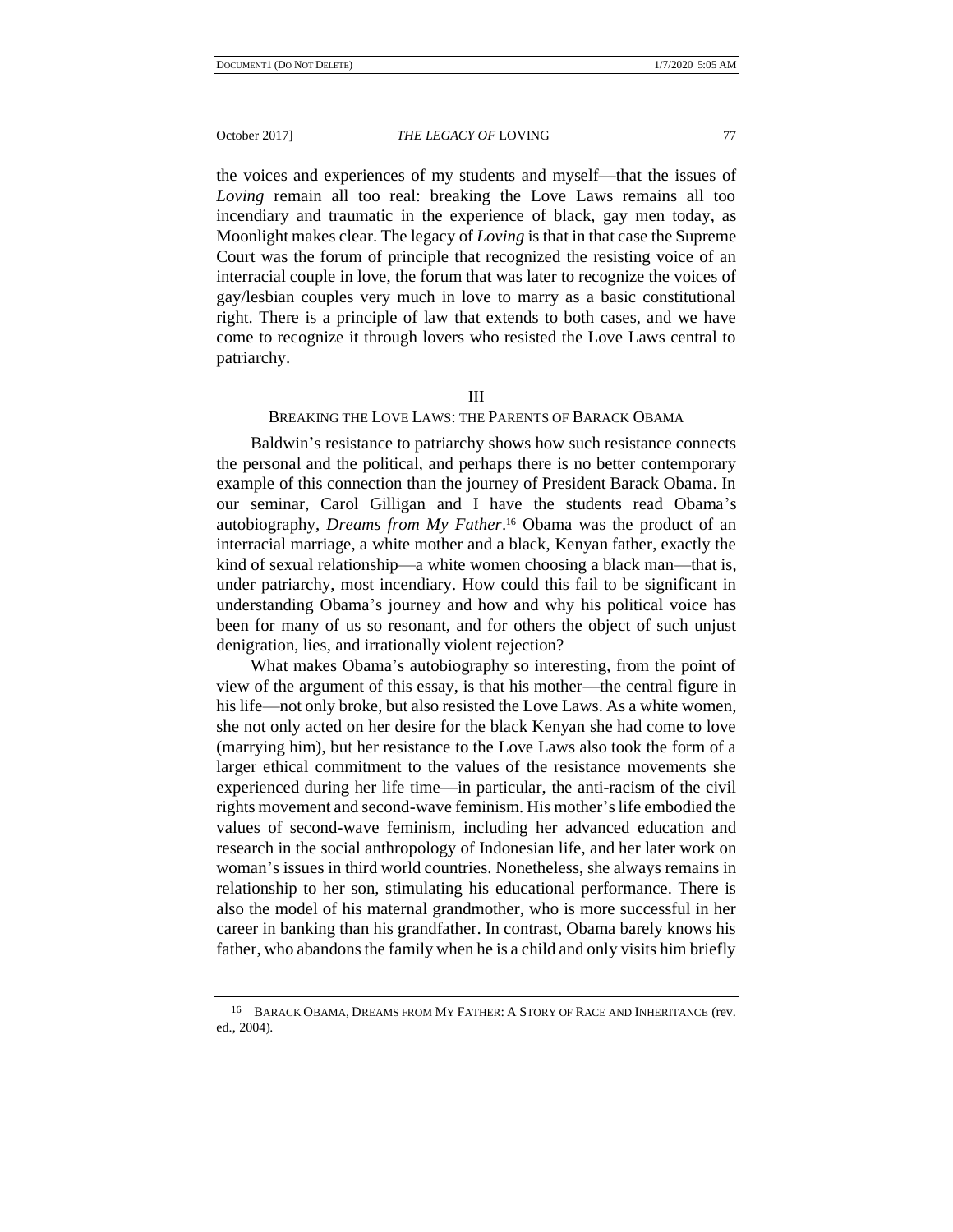the voices and experiences of my students and myself—that the issues of *Loving* remain all too real: breaking the Love Laws remains all too incendiary and traumatic in the experience of black, gay men today, as Moonlight makes clear. The legacy of *Loving* is that in that case the Supreme Court was the forum of principle that recognized the resisting voice of an interracial couple in love, the forum that was later to recognize the voices of gay/lesbian couples very much in love to marry as a basic constitutional right. There is a principle of law that extends to both cases, and we have come to recognize it through lovers who resisted the Love Laws central to patriarchy.

## III

## BREAKING THE LOVE LAWS: THE PARENTS OF BARACK OBAMA

Baldwin's resistance to patriarchy shows how such resistance connects the personal and the political, and perhaps there is no better contemporary example of this connection than the journey of President Barack Obama. In our seminar, Carol Gilligan and I have the students read Obama's autobiography, *Dreams from My Father*.[16] Obama was the product of an interracial marriage, a white mother and a black, Kenyan father, exactly the kind of sexual relationship—a white women choosing a black man—that is, under patriarchy, most incendiary. How could this fail to be significant in understanding Obama's journey and how and why his political voice has been for many of us so resonant, and for others the object of such unjust denigration, lies, and irrationally violent rejection?

What makes Obama's autobiography so interesting, from the point of view of the argument of this essay, is that his mother—the central figure in his life—not only broke, but also resisted the Love Laws. As a white women, she not only acted on her desire for the black Kenyan she had come to love (marrying him), but her resistance to the Love Laws also took the form of a larger ethical commitment to the values of the resistance movements she experienced during her life time—in particular, the anti-racism of the civil rights movement and second-wave feminism. His mother's life embodied the values of second-wave feminism, including her advanced education and research in the social anthropology of Indonesian life, and her later work on woman's issues in third world countries. Nonetheless, she always remains in relationship to her son, stimulating his educational performance. There is also the model of his maternal grandmother, who is more successful in her career in banking than his grandfather. In contrast, Obama barely knows his father, who abandons the family when he is a child and only visits him briefly

[16] BARACK OBAMA, DREAMS FROM MY FATHER: A STORY OF RACE AND INHERITANCE (rev. ed., 2004).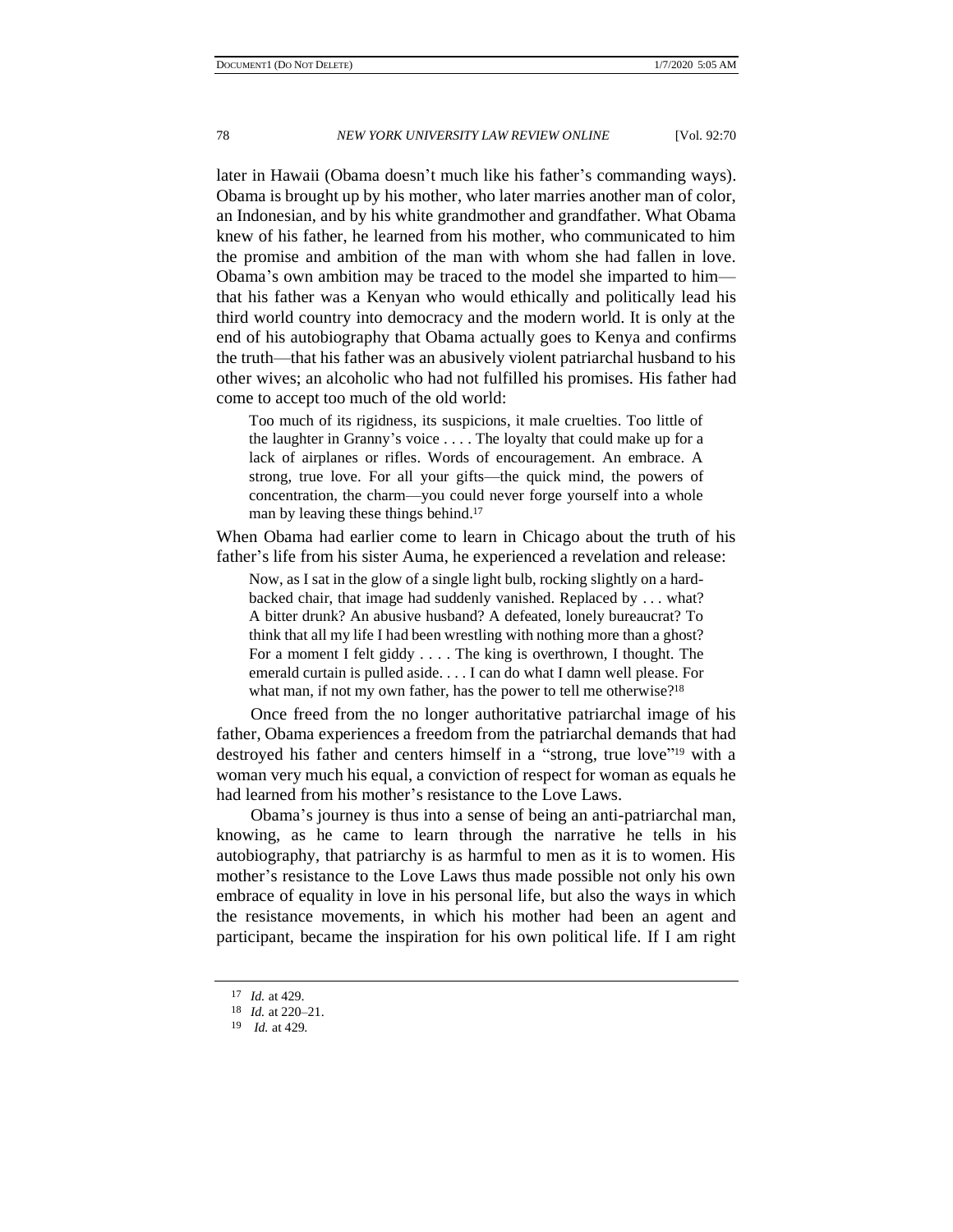later in Hawaii (Obama doesn't much like his father's commanding ways). Obama is brought up by his mother, who later marries another man of color, an Indonesian, and by his white grandmother and grandfather. What Obama knew of his father, he learned from his mother, who communicated to him the promise and ambition of the man with whom she had fallen in love. Obama's own ambition may be traced to the model she imparted to him—that his father was a Kenyan who would ethically and politically lead his third world country into democracy and the modern world. It is only at the end of his autobiography that Obama actually goes to Kenya and confirms the truth—that his father was an abusively violent patriarchal husband to his other wives; an alcoholic who had not fulfilled his promises. His father had come to accept too much of the old world:

> Too much of its rigidness, its suspicions, it male cruelties. Too little of the laughter in Granny's voice . . . . The loyalty that could make up for a lack of airplanes or rifles. Words of encouragement. An embrace. A strong, true love. For all your gifts—the quick mind, the powers of concentration, the charm—you could never forge yourself into a whole man by leaving these things behind.[17]

When Obama had earlier come to learn in Chicago about the truth of his father's life from his sister Auma, he experienced a revelation and release:

> Now, as I sat in the glow of a single light bulb, rocking slightly on a hard-backed chair, that image had suddenly vanished. Replaced by . . . what? A bitter drunk? An abusive husband? A defeated, lonely bureaucrat? To think that all my life I had been wrestling with nothing more than a ghost? For a moment I felt giddy . . . . The king is overthrown, I thought. The emerald curtain is pulled aside. . . . I can do what I damn well please. For what man, if not my own father, has the power to tell me otherwise?[18]

Once freed from the no longer authoritative patriarchal image of his father, Obama experiences a freedom from the patriarchal demands that had destroyed his father and centers himself in a "strong, true love"[19] with a woman very much his equal, a conviction of respect for woman as equals he had learned from his mother's resistance to the Love Laws.

Obama's journey is thus into a sense of being an anti-patriarchal man, knowing, as he came to learn through the narrative he tells in his autobiography, that patriarchy is as harmful to men as it is to women. His mother's resistance to the Love Laws thus made possible not only his own embrace of equality in love in his personal life, but also the ways in which the resistance movements, in which his mother had been an agent and participant, became the inspiration for his own political life. If I am right

---

[17] *Id.* at 429.

[18] *Id.* at 220–21.

[19] *Id.* at 429.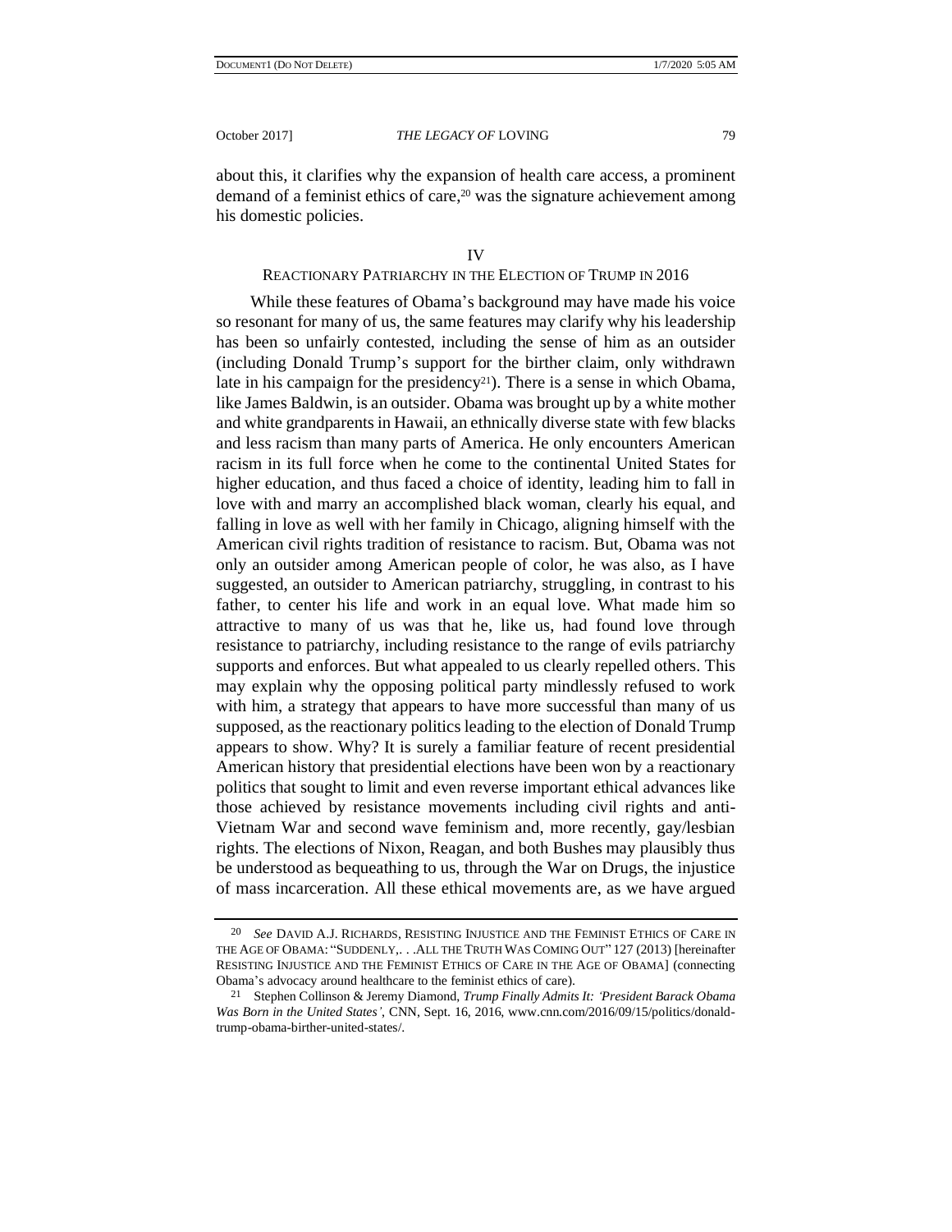about this, it clarifies why the expansion of health care access, a prominent demand of a feminist ethics of care,[20] was the signature achievement among his domestic policies.

## IV
## REACTIONARY PATRIARCHY IN THE ELECTION OF TRUMP IN 2016

While these features of Obama's background may have made his voice so resonant for many of us, the same features may clarify why his leadership has been so unfairly contested, including the sense of him as an outsider (including Donald Trump's support for the birther claim, only withdrawn late in his campaign for the presidency[21]). There is a sense in which Obama, like James Baldwin, is an outsider. Obama was brought up by a white mother and white grandparents in Hawaii, an ethnically diverse state with few blacks and less racism than many parts of America. He only encounters American racism in its full force when he come to the continental United States for higher education, and thus faced a choice of identity, leading him to fall in love with and marry an accomplished black woman, clearly his equal, and falling in love as well with her family in Chicago, aligning himself with the American civil rights tradition of resistance to racism. But, Obama was not only an outsider among American people of color, he was also, as I have suggested, an outsider to American patriarchy, struggling, in contrast to his father, to center his life and work in an equal love. What made him so attractive to many of us was that he, like us, had found love through resistance to patriarchy, including resistance to the range of evils patriarchy supports and enforces. But what appealed to us clearly repelled others. This may explain why the opposing political party mindlessly refused to work with him, a strategy that appears to have more successful than many of us supposed, as the reactionary politics leading to the election of Donald Trump appears to show. Why? It is surely a familiar feature of recent presidential American history that presidential elections have been won by a reactionary politics that sought to limit and even reverse important ethical advances like those achieved by resistance movements including civil rights and anti-Vietnam War and second wave feminism and, more recently, gay/lesbian rights. The elections of Nixon, Reagan, and both Bushes may plausibly thus be understood as bequeathing to us, through the War on Drugs, the injustice of mass incarceration. All these ethical movements are, as we have argued

---

[20] *See* DAVID A.J. RICHARDS, RESISTING INJUSTICE AND THE FEMINIST ETHICS OF CARE IN THE AGE OF OBAMA: "SUDDENLY,. . .ALL THE TRUTH WAS COMING OUT" 127 (2013) [hereinafter RESISTING INJUSTICE AND THE FEMINIST ETHICS OF CARE IN THE AGE OF OBAMA] (connecting Obama's advocacy around healthcare to the feminist ethics of care).

[21] Stephen Collinson & Jeremy Diamond, *Trump Finally Admits It: 'President Barack Obama Was Born in the United States'*, CNN, Sept. 16, 2016, www.cnn.com/2016/09/15/politics/donald-trump-obama-birther-united-states/.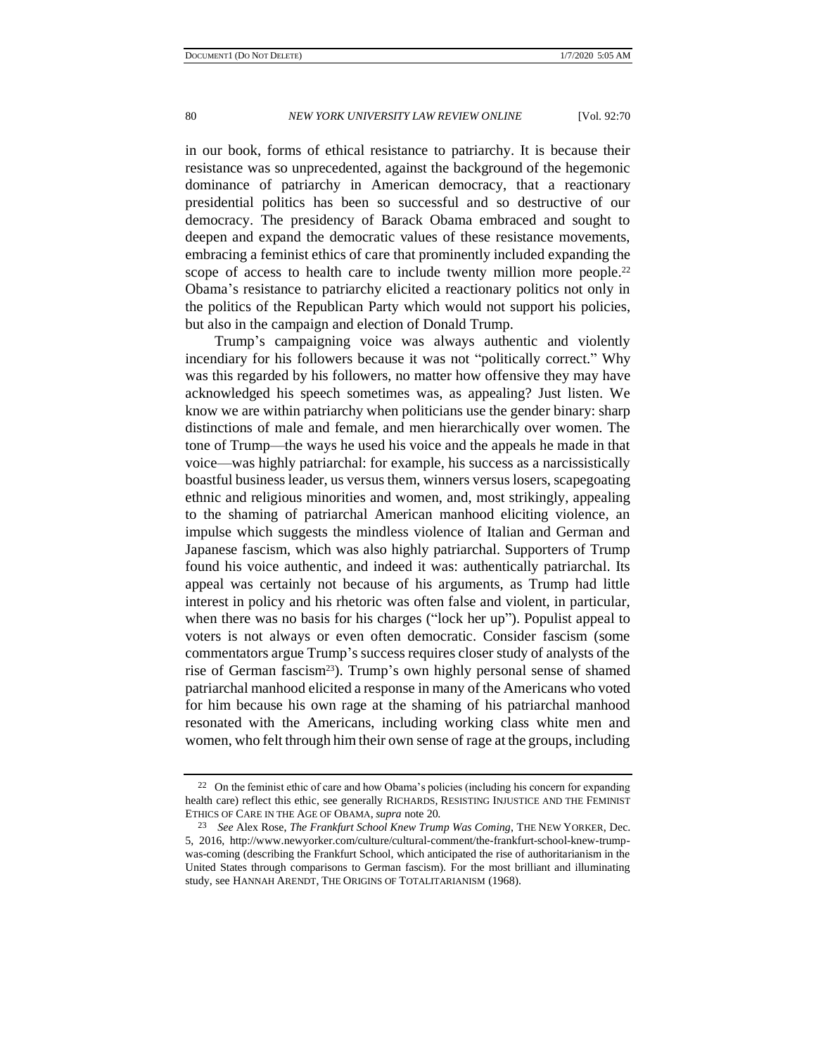in our book, forms of ethical resistance to patriarchy. It is because their resistance was so unprecedented, against the background of the hegemonic dominance of patriarchy in American democracy, that a reactionary presidential politics has been so successful and so destructive of our democracy. The presidency of Barack Obama embraced and sought to deepen and expand the democratic values of these resistance movements, embracing a feminist ethics of care that prominently included expanding the scope of access to health care to include twenty million more people.[22] Obama's resistance to patriarchy elicited a reactionary politics not only in the politics of the Republican Party which would not support his policies, but also in the campaign and election of Donald Trump.

Trump's campaigning voice was always authentic and violently incendiary for his followers because it was not "politically correct." Why was this regarded by his followers, no matter how offensive they may have acknowledged his speech sometimes was, as appealing? Just listen. We know we are within patriarchy when politicians use the gender binary: sharp distinctions of male and female, and men hierarchically over women. The tone of Trump—the ways he used his voice and the appeals he made in that voice—was highly patriarchal: for example, his success as a narcissistically boastful business leader, us versus them, winners versus losers, scapegoating ethnic and religious minorities and women, and, most strikingly, appealing to the shaming of patriarchal American manhood eliciting violence, an impulse which suggests the mindless violence of Italian and German and Japanese fascism, which was also highly patriarchal. Supporters of Trump found his voice authentic, and indeed it was: authentically patriarchal. Its appeal was certainly not because of his arguments, as Trump had little interest in policy and his rhetoric was often false and violent, in particular, when there was no basis for his charges ("lock her up"). Populist appeal to voters is not always or even often democratic. Consider fascism (some commentators argue Trump's success requires closer study of analysts of the rise of German fascism[23]). Trump's own highly personal sense of shamed patriarchal manhood elicited a response in many of the Americans who voted for him because his own rage at the shaming of his patriarchal manhood resonated with the Americans, including working class white men and women, who felt through him their own sense of rage at the groups, including

---

[22] On the feminist ethic of care and how Obama's policies (including his concern for expanding health care) reflect this ethic, see generally RICHARDS, RESISTING INJUSTICE AND THE FEMINIST ETHICS OF CARE IN THE AGE OF OBAMA, *supra* note 20.

[23] *See* Alex Rose, *The Frankfurt School Knew Trump Was Coming*, THE NEW YORKER, Dec. 5, 2016, http://www.newyorker.com/culture/cultural-comment/the-frankfurt-school-knew-trump-was-coming (describing the Frankfurt School, which anticipated the rise of authoritarianism in the United States through comparisons to German fascism). For the most brilliant and illuminating study, see HANNAH ARENDT, THE ORIGINS OF TOTALITARIANISM (1968).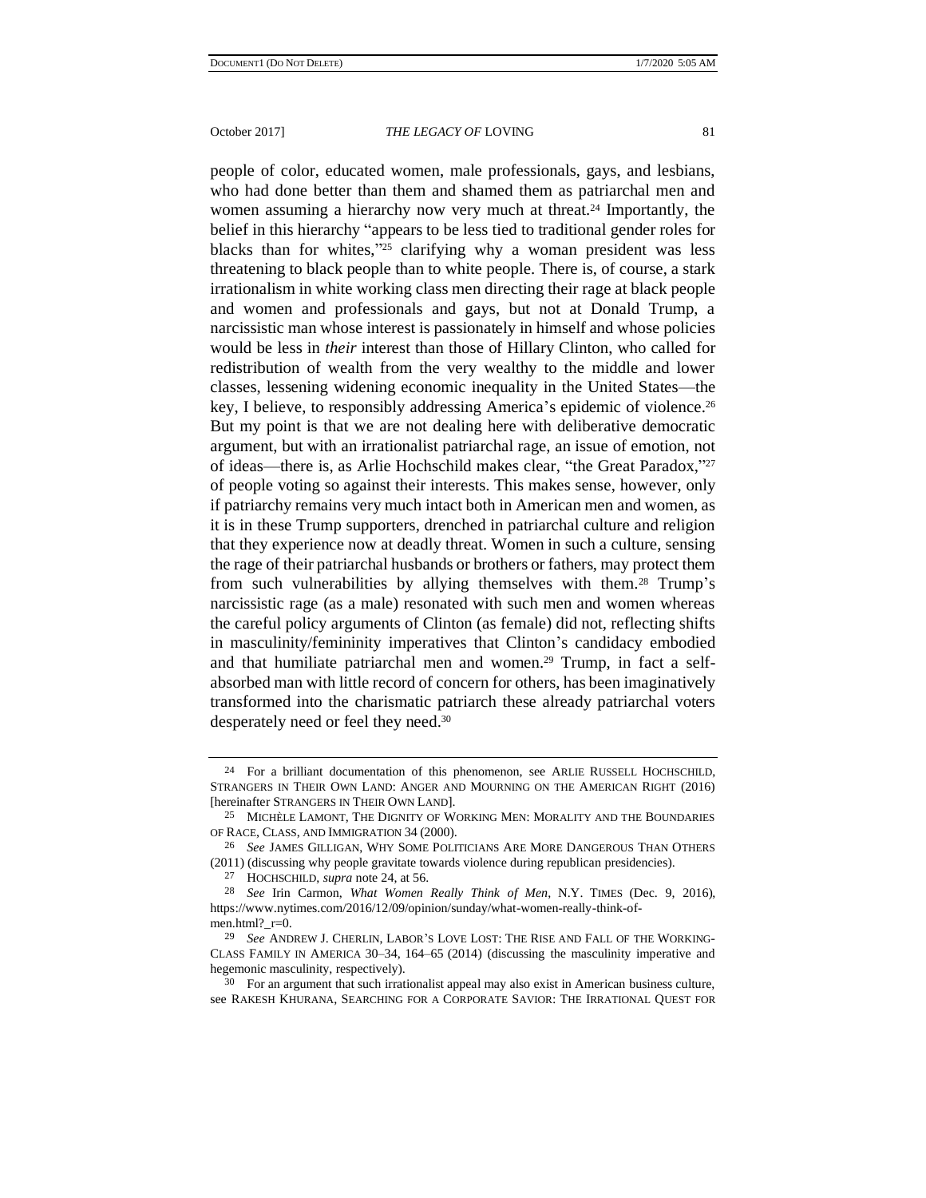people of color, educated women, male professionals, gays, and lesbians, who had done better than them and shamed them as patriarchal men and women assuming a hierarchy now very much at threat.[24] Importantly, the belief in this hierarchy "appears to be less tied to traditional gender roles for blacks than for whites,"[25] clarifying why a woman president was less threatening to black people than to white people. There is, of course, a stark irrationalism in white working class men directing their rage at black people and women and professionals and gays, but not at Donald Trump, a narcissistic man whose interest is passionately in himself and whose policies would be less in *their* interest than those of Hillary Clinton, who called for redistribution of wealth from the very wealthy to the middle and lower classes, lessening widening economic inequality in the United States—the key, I believe, to responsibly addressing America's epidemic of violence.[26] But my point is that we are not dealing here with deliberative democratic argument, but with an irrationalist patriarchal rage, an issue of emotion, not of ideas—there is, as Arlie Hochschild makes clear, "the Great Paradox,"[27] of people voting so against their interests. This makes sense, however, only if patriarchy remains very much intact both in American men and women, as it is in these Trump supporters, drenched in patriarchal culture and religion that they experience now at deadly threat. Women in such a culture, sensing the rage of their patriarchal husbands or brothers or fathers, may protect them from such vulnerabilities by allying themselves with them.[28] Trump's narcissistic rage (as a male) resonated with such men and women whereas the careful policy arguments of Clinton (as female) did not, reflecting shifts in masculinity/femininity imperatives that Clinton's candidacy embodied and that humiliate patriarchal men and women.[29] Trump, in fact a self-absorbed man with little record of concern for others, has been imaginatively transformed into the charismatic patriarch these already patriarchal voters desperately need or feel they need.[30]

---

[24] For a brilliant documentation of this phenomenon, see ARLIE RUSSELL HOCHSCHILD, STRANGERS IN THEIR OWN LAND: ANGER AND MOURNING ON THE AMERICAN RIGHT (2016) [hereinafter STRANGERS IN THEIR OWN LAND].

[25] MICHÈLE LAMONT, THE DIGNITY OF WORKING MEN: MORALITY AND THE BOUNDARIES OF RACE, CLASS, AND IMMIGRATION 34 (2000).

[26] *See* JAMES GILLIGAN, WHY SOME POLITICIANS ARE MORE DANGEROUS THAN OTHERS (2011) (discussing why people gravitate towards violence during republican presidencies).

[27] HOCHSCHILD, *supra* note 24, at 56.

[28] *See* Irin Carmon, *What Women Really Think of Men*, N.Y. TIMES (Dec. 9, 2016), https://www.nytimes.com/2016/12/09/opinion/sunday/what-women-really-think-of-men.html?_r=0.

[29] *See* ANDREW J. CHERLIN, LABOR'S LOVE LOST: THE RISE AND FALL OF THE WORKING-CLASS FAMILY IN AMERICA 30–34, 164–65 (2014) (discussing the masculinity imperative and hegemonic masculinity, respectively).

[30] For an argument that such irrationalist appeal may also exist in American business culture, see RAKESH KHURANA, SEARCHING FOR A CORPORATE SAVIOR: THE IRRATIONAL QUEST FOR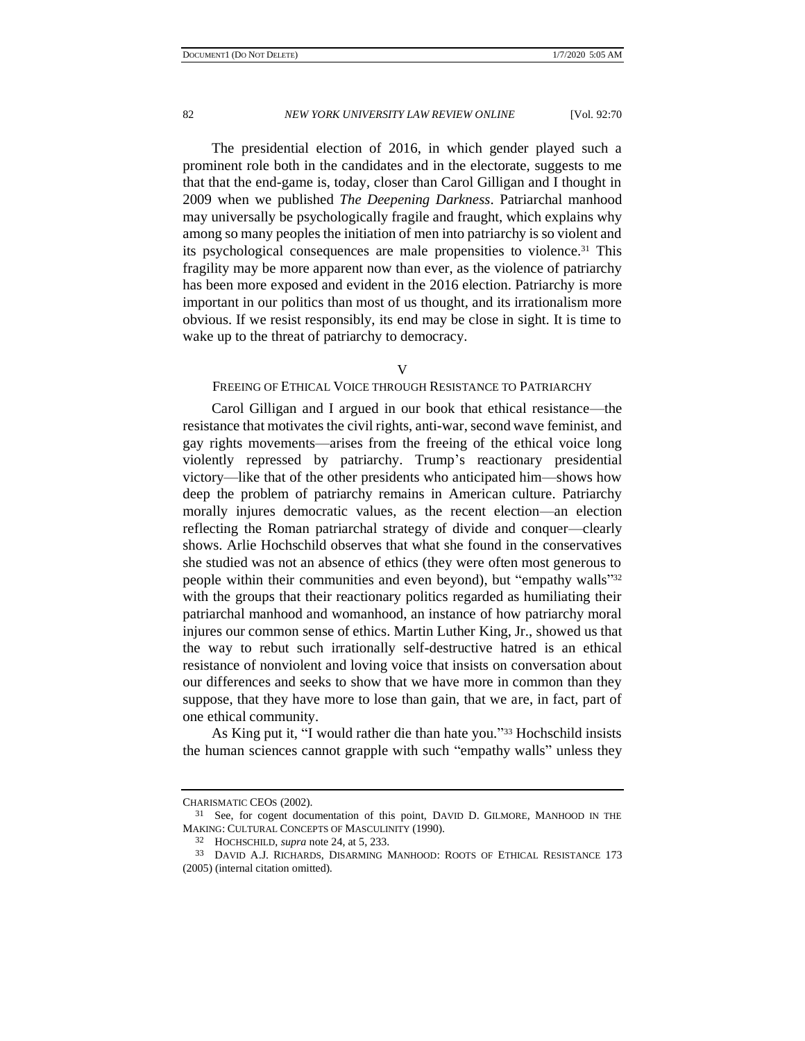The presidential election of 2016, in which gender played such a prominent role both in the candidates and in the electorate, suggests to me that that the end-game is, today, closer than Carol Gilligan and I thought in 2009 when we published *The Deepening Darkness*. Patriarchal manhood may universally be psychologically fragile and fraught, which explains why among so many peoples the initiation of men into patriarchy is so violent and its psychological consequences are male propensities to violence.[31] This fragility may be more apparent now than ever, as the violence of patriarchy has been more exposed and evident in the 2016 election. Patriarchy is more important in our politics than most of us thought, and its irrationalism more obvious. If we resist responsibly, its end may be close in sight. It is time to wake up to the threat of patriarchy to democracy.

## V

## FREEING OF ETHICAL VOICE THROUGH RESISTANCE TO PATRIARCHY

Carol Gilligan and I argued in our book that ethical resistance—the resistance that motivates the civil rights, anti-war, second wave feminist, and gay rights movements—arises from the freeing of the ethical voice long violently repressed by patriarchy. Trump's reactionary presidential victory—like that of the other presidents who anticipated him—shows how deep the problem of patriarchy remains in American culture. Patriarchy morally injures democratic values, as the recent election—an election reflecting the Roman patriarchal strategy of divide and conquer—clearly shows. Arlie Hochschild observes that what she found in the conservatives she studied was not an absence of ethics (they were often most generous to people within their communities and even beyond), but "empathy walls"[32] with the groups that their reactionary politics regarded as humiliating their patriarchal manhood and womanhood, an instance of how patriarchy moral injures our common sense of ethics. Martin Luther King, Jr., showed us that the way to rebut such irrationally self-destructive hatred is an ethical resistance of nonviolent and loving voice that insists on conversation about our differences and seeks to show that we have more in common than they suppose, that they have more to lose than gain, that we are, in fact, part of one ethical community.

As King put it, "I would rather die than hate you."[33] Hochschild insists the human sciences cannot grapple with such "empathy walls" unless they

---

CHARISMATIC CEOS (2002).

[31] See, for cogent documentation of this point, DAVID D. GILMORE, MANHOOD IN THE MAKING: CULTURAL CONCEPTS OF MASCULINITY (1990).

[32] HOCHSCHILD, *supra* note 24, at 5, 233.

[33] DAVID A.J. RICHARDS, DISARMING MANHOOD: ROOTS OF ETHICAL RESISTANCE 173 (2005) (internal citation omitted).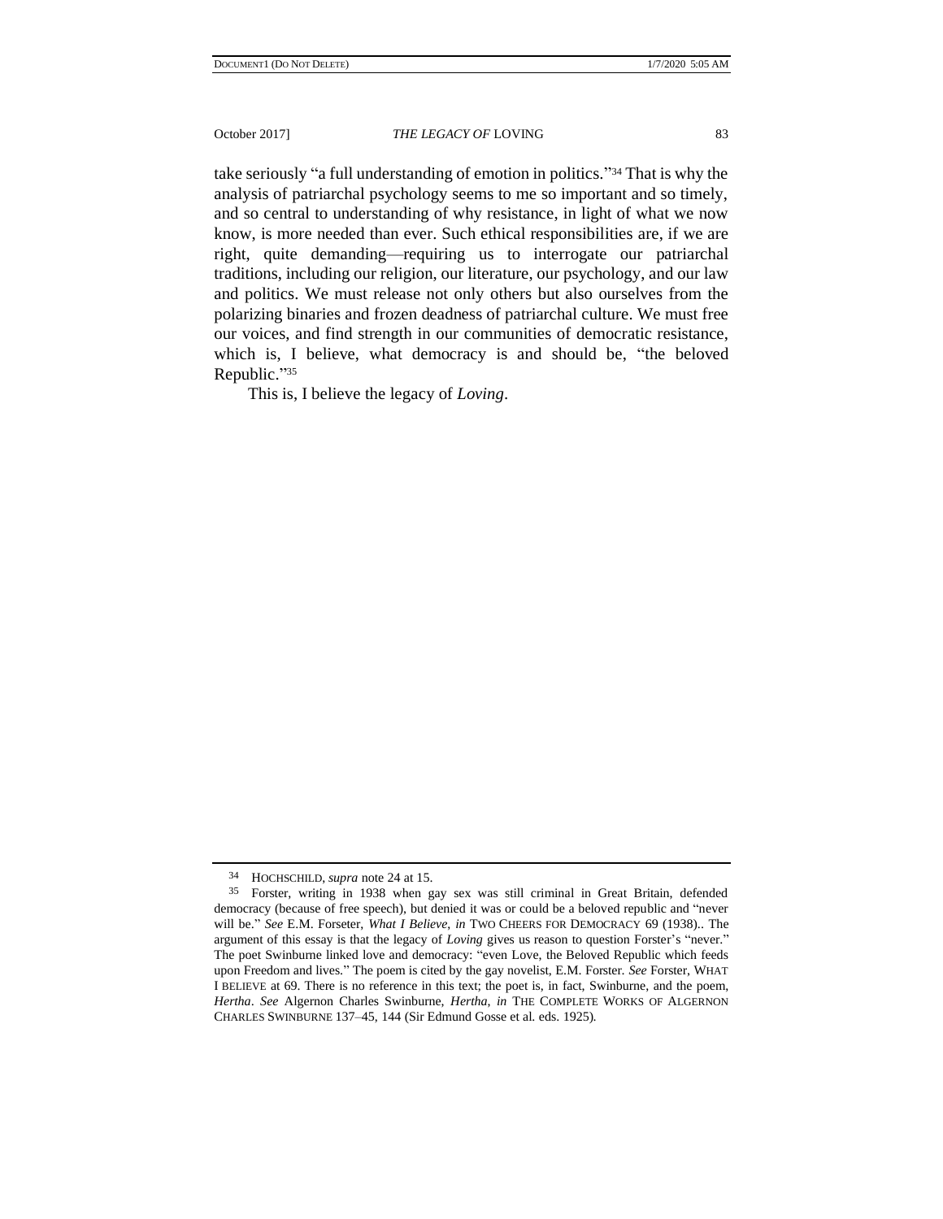take seriously "a full understanding of emotion in politics."[34] That is why the analysis of patriarchal psychology seems to me so important and so timely, and so central to understanding of why resistance, in light of what we now know, is more needed than ever. Such ethical responsibilities are, if we are right, quite demanding—requiring us to interrogate our patriarchal traditions, including our religion, our literature, our psychology, and our law and politics. We must release not only others but also ourselves from the polarizing binaries and frozen deadness of patriarchal culture. We must free our voices, and find strength in our communities of democratic resistance, which is, I believe, what democracy is and should be, "the beloved Republic."[35]

This is, I believe the legacy of *Loving*.

---

[34] HOCHSCHILD, *supra* note 24 at 15.

[35] Forster, writing in 1938 when gay sex was still criminal in Great Britain, defended democracy (because of free speech), but denied it was or could be a beloved republic and "never will be." *See* E.M. Forseter, *What I Believe*, *in* TWO CHEERS FOR DEMOCRACY 69 (1938).. The argument of this essay is that the legacy of *Loving* gives us reason to question Forster's "never." The poet Swinburne linked love and democracy: "even Love, the Beloved Republic which feeds upon Freedom and lives." The poem is cited by the gay novelist, E.M. Forster. *See* Forster, WHAT I BELIEVE at 69. There is no reference in this text; the poet is, in fact, Swinburne, and the poem, *Hertha*. *See* Algernon Charles Swinburne, *Hertha*, *in* THE COMPLETE WORKS OF ALGERNON CHARLES SWINBURNE 137–45, 144 (Sir Edmund Gosse et al. eds. 1925).